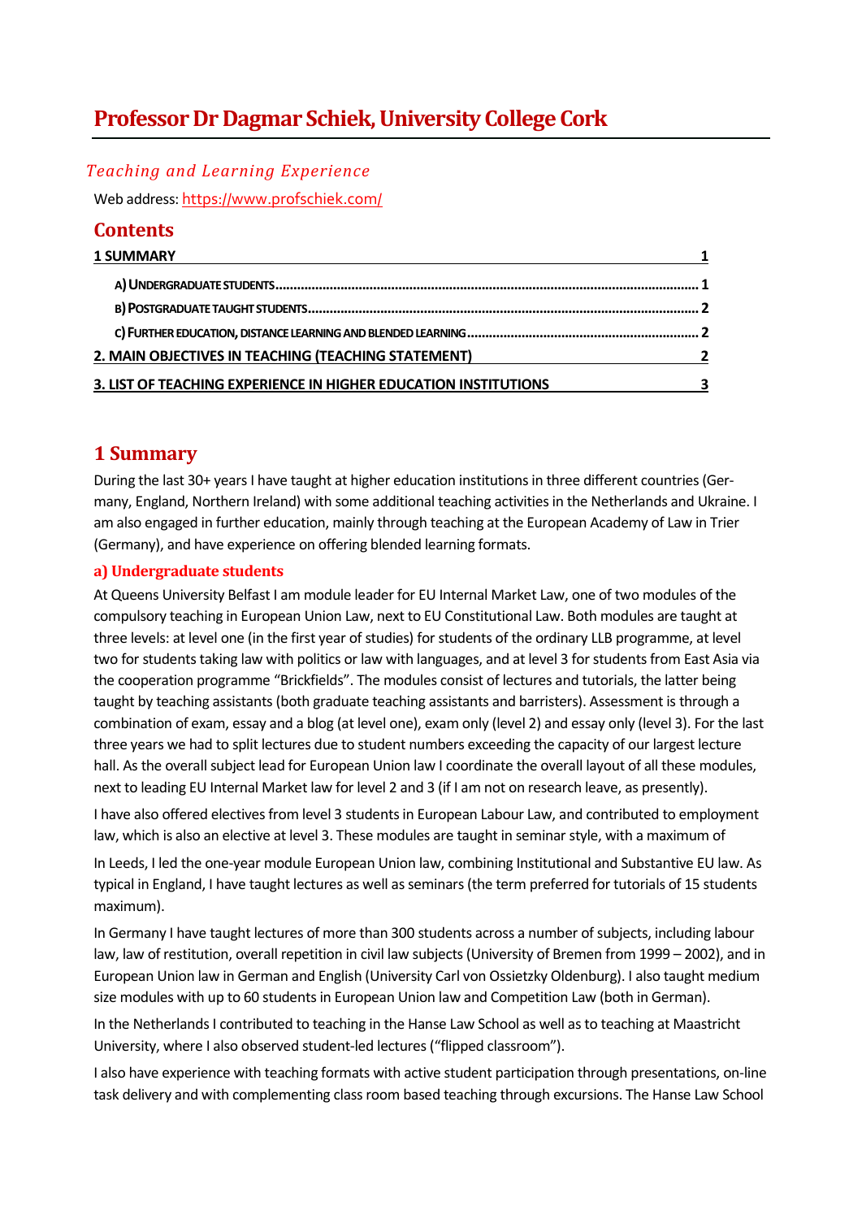# Professor Dr Dagmar Schiek, University College Cork

*Teaching and Learning Experience*

Web address: https://www.profschiek.com/

## Contents

1 SUMMARY ............................................................ 1

- A) UNDERGRADUATE STUDENTS ............................................................ 1
- B) POSTGRADUATE TAUGHT STUDENTS ............................................................ 2
- C) FURTHER EDUCATION, DISTANCE LEARNING AND BLENDED LEARNING ............................................................ 2

2. MAIN OBJECTIVES IN TEACHING (TEACHING STATEMENT) ............................................................ 2

3. LIST OF TEACHING EXPERIENCE IN HIGHER EDUCATION INSTITUTIONS ............................................................ 3

## 1 Summary

During the last 30+ years I have taught at higher education institutions in three different countries (Germany, England, Northern Ireland) with some additional teaching activities in the Netherlands and Ukraine. I am also engaged in further education, mainly through teaching at the European Academy of Law in Trier (Germany), and have experience on offering blended learning formats.

### a) Undergraduate students

At Queens University Belfast I am module leader for EU Internal Market Law, one of two modules of the compulsory teaching in European Union Law, next to EU Constitutional Law. Both modules are taught at three levels: at level one (in the first year of studies) for students of the ordinary LLB programme, at level two for students taking law with politics or law with languages, and at level 3 for students from East Asia via the cooperation programme "Brickfields". The modules consist of lectures and tutorials, the latter being taught by teaching assistants (both graduate teaching assistants and barristers). Assessment is through a combination of exam, essay and a blog (at level one), exam only (level 2) and essay only (level 3). For the last three years we had to split lectures due to student numbers exceeding the capacity of our largest lecture hall. As the overall subject lead for European Union law I coordinate the overall layout of all these modules, next to leading EU Internal Market law for level 2 and 3 (if I am not on research leave, as presently).

I have also offered electives from level 3 students in European Labour Law, and contributed to employment law, which is also an elective at level 3. These modules are taught in seminar style, with a maximum of

In Leeds, I led the one-year module European Union law, combining Institutional and Substantive EU law. As typical in England, I have taught lectures as well as seminars (the term preferred for tutorials of 15 students maximum).

In Germany I have taught lectures of more than 300 students across a number of subjects, including labour law, law of restitution, overall repetition in civil law subjects (University of Bremen from 1999 – 2002), and in European Union law in German and English (University Carl von Ossietzky Oldenburg). I also taught medium size modules with up to 60 students in European Union law and Competition Law (both in German).

In the Netherlands I contributed to teaching in the Hanse Law School as well as to teaching at Maastricht University, where I also observed student-led lectures ("flipped classroom").

I also have experience with teaching formats with active student participation through presentations, on-line task delivery and with complementing class room based teaching through excursions. The Hanse Law School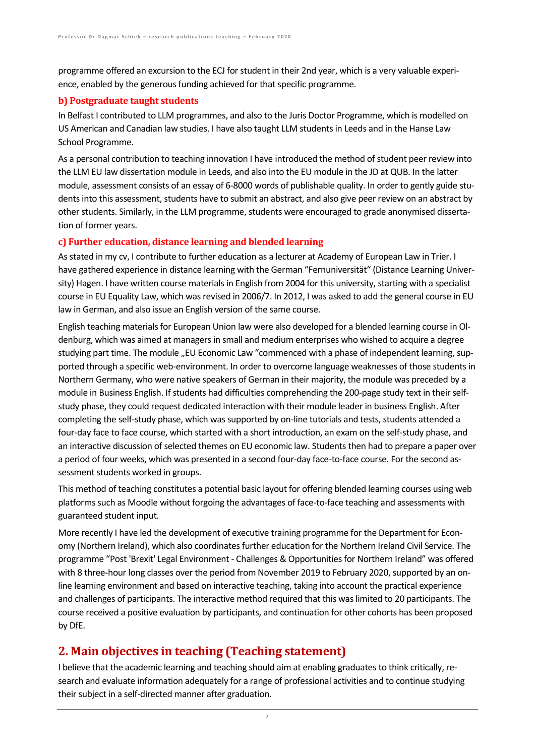programme offered an excursion to the ECJ for student in their 2nd year, which is a very valuable experience, enabled by the generous funding achieved for that specific programme.

### b) Postgraduate taught students

In Belfast I contributed to LLM programmes, and also to the Juris Doctor Programme, which is modelled on US American and Canadian law studies. I have also taught LLM students in Leeds and in the Hanse Law School Programme.

As a personal contribution to teaching innovation I have introduced the method of student peer review into the LLM EU law dissertation module in Leeds, and also into the EU module in the JD at QUB. In the latter module, assessment consists of an essay of 6-8000 words of publishable quality. In order to gently guide students into this assessment, students have to submit an abstract, and also give peer review on an abstract by other students. Similarly, in the LLM programme, students were encouraged to grade anonymised dissertation of former years.

### c) Further education, distance learning and blended learning

As stated in my cv, I contribute to further education as a lecturer at Academy of European Law in Trier. I have gathered experience in distance learning with the German "Fernuniversität" (Distance Learning University) Hagen. I have written course materials in English from 2004 for this university, starting with a specialist course in EU Equality Law, which was revised in 2006/7. In 2012, I was asked to add the general course in EU law in German, and also issue an English version of the same course.

English teaching materials for European Union law were also developed for a blended learning course in Oldenburg, which was aimed at managers in small and medium enterprises who wished to acquire a degree studying part time. The module „EU Economic Law "commenced with a phase of independent learning, supported through a specific web-environment. In order to overcome language weaknesses of those students in Northern Germany, who were native speakers of German in their majority, the module was preceded by a module in Business English. If students had difficulties comprehending the 200-page study text in their self-study phase, they could request dedicated interaction with their module leader in business English. After completing the self-study phase, which was supported by on-line tutorials and tests, students attended a four-day face to face course, which started with a short introduction, an exam on the self-study phase, and an interactive discussion of selected themes on EU economic law. Students then had to prepare a paper over a period of four weeks, which was presented in a second four-day face-to-face course. For the second assessment students worked in groups.

This method of teaching constitutes a potential basic layout for offering blended learning courses using web platforms such as Moodle without forgoing the advantages of face-to-face teaching and assessments with guaranteed student input.

More recently I have led the development of executive training programme for the Department for Economy (Northern Ireland), which also coordinates further education for the Northern Ireland Civil Service. The programme "Post 'Brexit' Legal Environment - Challenges & Opportunities for Northern Ireland" was offered with 8 three-hour long classes over the period from November 2019 to February 2020, supported by an online learning environment and based on interactive teaching, taking into account the practical experience and challenges of participants. The interactive method required that this was limited to 20 participants. The course received a positive evaluation by participants, and continuation for other cohorts has been proposed by DfE.

## 2. Main objectives in teaching (Teaching statement)

I believe that the academic learning and teaching should aim at enabling graduates to think critically, research and evaluate information adequately for a range of professional activities and to continue studying their subject in a self-directed manner after graduation.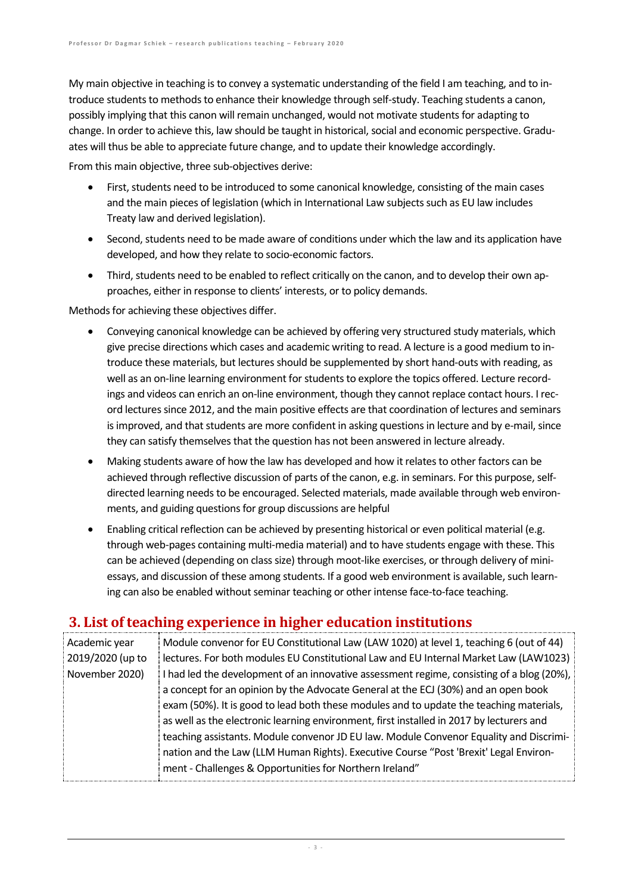My main objective in teaching is to convey a systematic understanding of the field I am teaching, and to introduce students to methods to enhance their knowledge through self-study. Teaching students a canon, possibly implying that this canon will remain unchanged, would not motivate students for adapting to change. In order to achieve this, law should be taught in historical, social and economic perspective. Graduates will thus be able to appreciate future change, and to update their knowledge accordingly.

From this main objective, three sub-objectives derive:

- First, students need to be introduced to some canonical knowledge, consisting of the main cases and the main pieces of legislation (which in International Law subjects such as EU law includes Treaty law and derived legislation).
- Second, students need to be made aware of conditions under which the law and its application have developed, and how they relate to socio-economic factors.
- Third, students need to be enabled to reflect critically on the canon, and to develop their own approaches, either in response to clients' interests, or to policy demands.

Methods for achieving these objectives differ.

- Conveying canonical knowledge can be achieved by offering very structured study materials, which give precise directions which cases and academic writing to read. A lecture is a good medium to introduce these materials, but lectures should be supplemented by short hand-outs with reading, as well as an on-line learning environment for students to explore the topics offered. Lecture recordings and videos can enrich an on-line environment, though they cannot replace contact hours. I record lectures since 2012, and the main positive effects are that coordination of lectures and seminars is improved, and that students are more confident in asking questions in lecture and by e-mail, since they can satisfy themselves that the question has not been answered in lecture already.
- Making students aware of how the law has developed and how it relates to other factors can be achieved through reflective discussion of parts of the canon, e.g. in seminars. For this purpose, self-directed learning needs to be encouraged. Selected materials, made available through web environments, and guiding questions for group discussions are helpful
- Enabling critical reflection can be achieved by presenting historical or even political material (e.g. through web-pages containing multi-media material) and to have students engage with these. This can be achieved (depending on class size) through moot-like exercises, or through delivery of mini-essays, and discussion of these among students. If a good web environment is available, such learning can also be enabled without seminar teaching or other intense face-to-face teaching.

## 3. List of teaching experience in higher education institutions

| | |
|---|---|
| Academic year 2019/2020 (up to November 2020) | Module convenor for EU Constitutional Law (LAW 1020) at level 1, teaching 6 (out of 44) lectures. For both modules EU Constitutional Law and EU Internal Market Law (LAW1023) I had led the development of an innovative assessment regime, consisting of a blog (20%), a concept for an opinion by the Advocate General at the ECJ (30%) and an open book exam (50%). It is good to lead both these modules and to update the teaching materials, as well as the electronic learning environment, first installed in 2017 by lecturers and teaching assistants. Module convenor JD EU law. Module Convenor Equality and Discrimination and the Law (LLM Human Rights). Executive Course "Post 'Brexit' Legal Environment - Challenges & Opportunities for Northern Ireland" |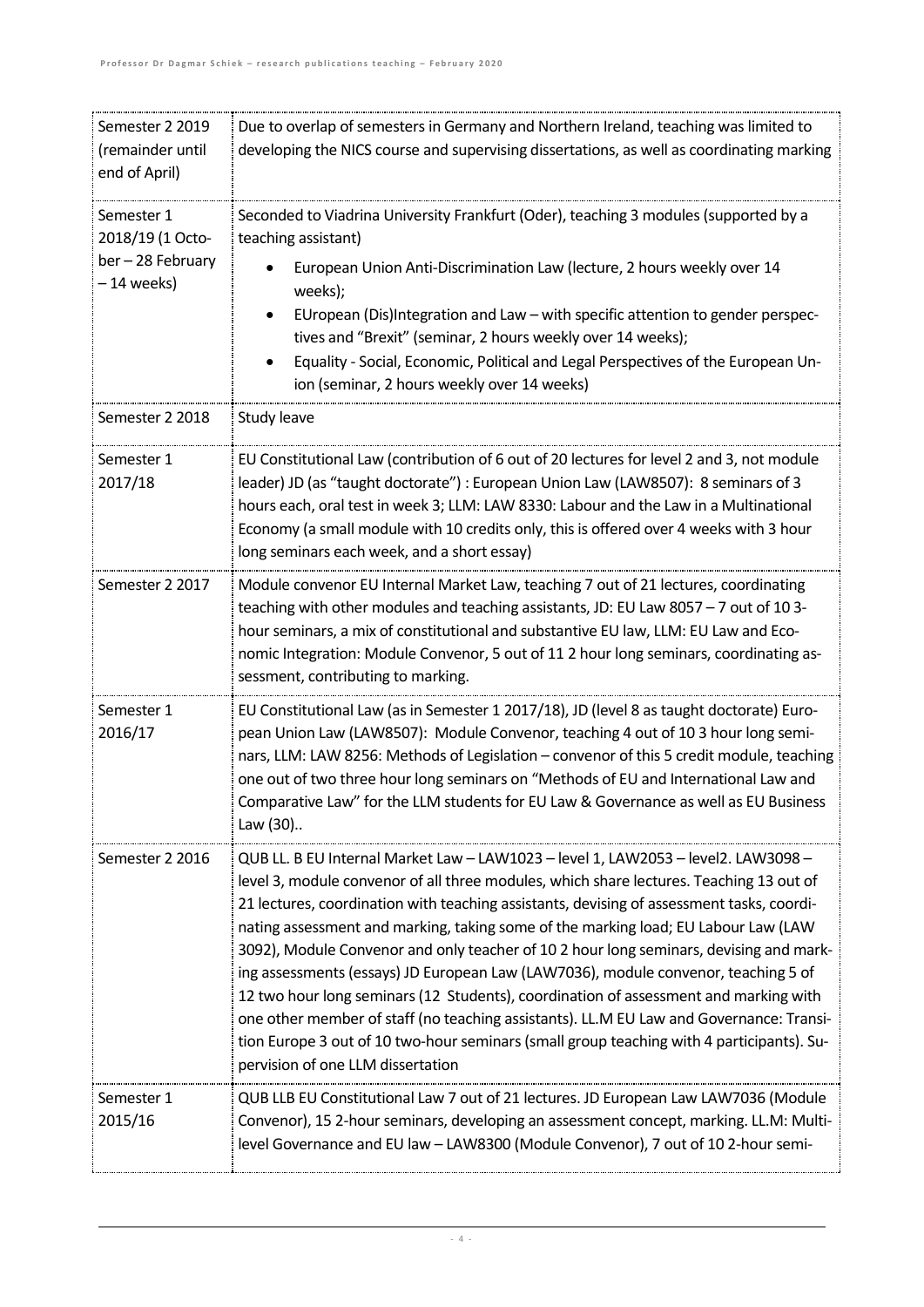| | |
|---|---|
| Semester 2 2019 (remainder until end of April) | Due to overlap of semesters in Germany and Northern Ireland, teaching was limited to developing the NICS course and supervising dissertations, as well as coordinating marking |
| Semester 1 2018/19 (1 October – 28 February – 14 weeks) | Seconded to Viadrina University Frankfurt (Oder), teaching 3 modules (supported by a teaching assistant)<br>• European Union Anti-Discrimination Law (lecture, 2 hours weekly over 14 weeks);<br>• EUropean (Dis)Integration and Law – with specific attention to gender perspectives and "Brexit" (seminar, 2 hours weekly over 14 weeks);<br>• Equality - Social, Economic, Political and Legal Perspectives of the European Union (seminar, 2 hours weekly over 14 weeks) |
| Semester 2 2018 | Study leave |
| Semester 1 2017/18 | EU Constitutional Law (contribution of 6 out of 20 lectures for level 2 and 3, not module leader) JD (as "taught doctorate") : European Union Law (LAW8507): 8 seminars of 3 hours each, oral test in week 3; LLM: LAW 8330: Labour and the Law in a Multinational Economy (a small module with 10 credits only, this is offered over 4 weeks with 3 hour long seminars each week, and a short essay) |
| Semester 2 2017 | Module convenor EU Internal Market Law, teaching 7 out of 21 lectures, coordinating teaching with other modules and teaching assistants, JD: EU Law 8057 – 7 out of 10 3-hour seminars, a mix of constitutional and substantive EU law, LLM: EU Law and Economic Integration: Module Convenor, 5 out of 11 2 hour long seminars, coordinating assessment, contributing to marking. |
| Semester 1 2016/17 | EU Constitutional Law (as in Semester 1 2017/18), JD (level 8 as taught doctorate) European Union Law (LAW8507): Module Convenor, teaching 4 out of 10 3 hour long seminars, LLM: LAW 8256: Methods of Legislation – convenor of this 5 credit module, teaching one out of two three hour long seminars on "Methods of EU and International Law and Comparative Law" for the LLM students for EU Law & Governance as well as EU Business Law (30).. |
| Semester 2 2016 | QUB LL. B EU Internal Market Law – LAW1023 – level 1, LAW2053 – level2. LAW3098 – level 3, module convenor of all three modules, which share lectures. Teaching 13 out of 21 lectures, coordination with teaching assistants, devising of assessment tasks, coordinating assessment and marking, taking some of the marking load; EU Labour Law (LAW 3092), Module Convenor and only teacher of 10 2 hour long seminars, devising and marking assessments (essays) JD European Law (LAW7036), module convenor, teaching 5 of 12 two hour long seminars (12 Students), coordination of assessment and marking with one other member of staff (no teaching assistants). LL.M EU Law and Governance: Transition Europe 3 out of 10 two-hour seminars (small group teaching with 4 participants). Supervision of one LLM dissertation |
| Semester 1 2015/16 | QUB LLB EU Constitutional Law 7 out of 21 lectures. JD European Law LAW7036 (Module Convenor), 15 2-hour seminars, developing an assessment concept, marking. LL.M: Multilevel Governance and EU law – LAW8300 (Module Convenor), 7 out of 10 2-hour semi- |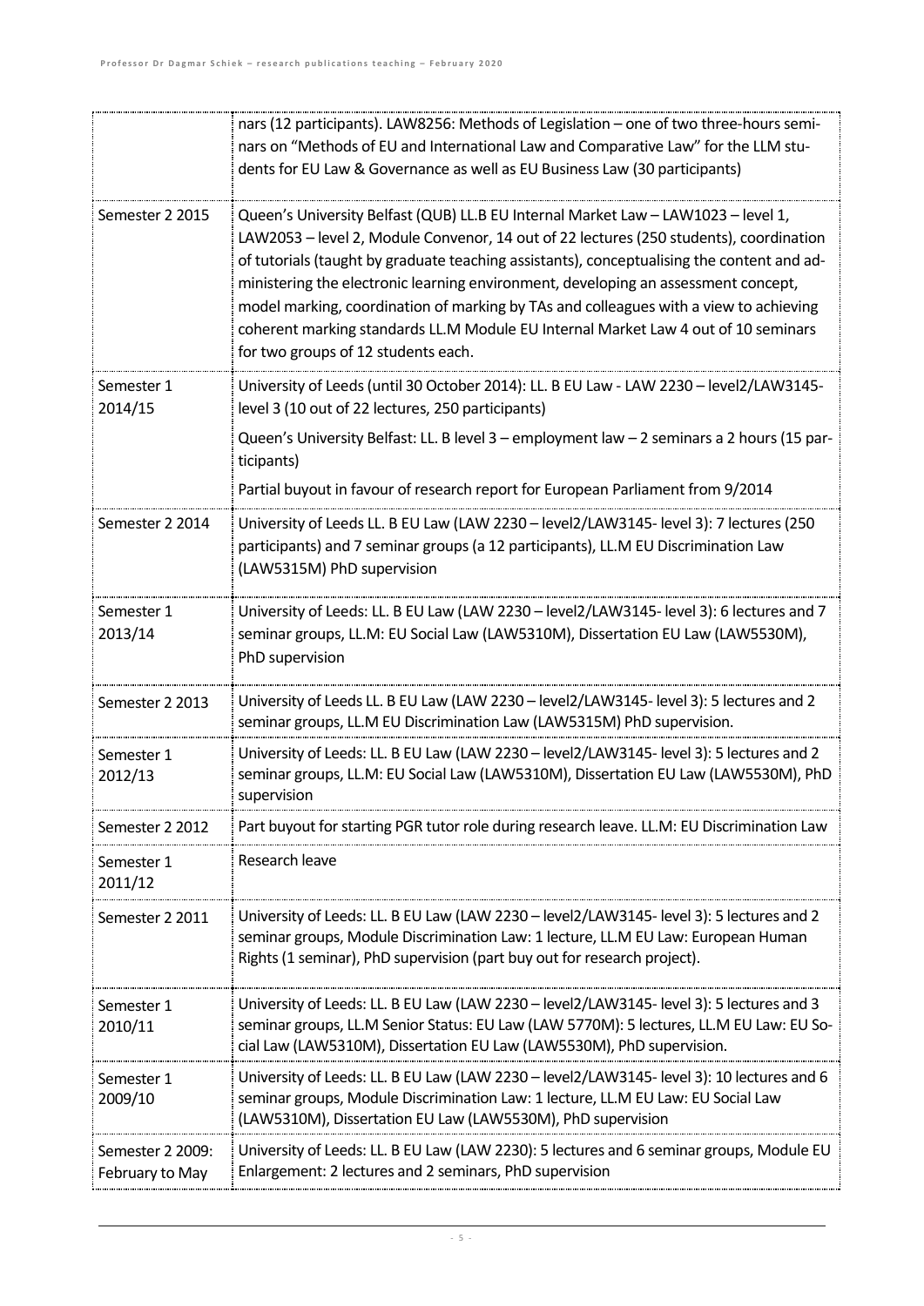| | |
|---|---|
| | nars (12 participants). LAW8256: Methods of Legislation – one of two three-hours seminars on "Methods of EU and International Law and Comparative Law" for the LLM students for EU Law & Governance as well as EU Business Law (30 participants) |
| Semester 2 2015 | Queen's University Belfast (QUB) LL.B EU Internal Market Law – LAW1023 – level 1, LAW2053 – level 2, Module Convenor, 14 out of 22 lectures (250 students), coordination of tutorials (taught by graduate teaching assistants), conceptualising the content and administering the electronic learning environment, developing an assessment concept, model marking, coordination of marking by TAs and colleagues with a view to achieving coherent marking standards LL.M Module EU Internal Market Law 4 out of 10 seminars for two groups of 12 students each. |
| Semester 1 2014/15 | University of Leeds (until 30 October 2014): LL. B EU Law - LAW 2230 – level2/LAW3145- level 3 (10 out of 22 lectures, 250 participants)<br><br>Queen's University Belfast: LL. B level 3 – employment law – 2 seminars a 2 hours (15 participants)<br><br>Partial buyout in favour of research report for European Parliament from 9/2014 |
| Semester 2 2014 | University of Leeds LL. B EU Law (LAW 2230 – level2/LAW3145- level 3): 7 lectures (250 participants) and 7 seminar groups (a 12 participants), LL.M EU Discrimination Law (LAW5315M) PhD supervision |
| Semester 1 2013/14 | University of Leeds: LL. B EU Law (LAW 2230 – level2/LAW3145- level 3): 6 lectures and 7 seminar groups, LL.M: EU Social Law (LAW5310M), Dissertation EU Law (LAW5530M), PhD supervision |
| Semester 2 2013 | University of Leeds LL. B EU Law (LAW 2230 – level2/LAW3145- level 3): 5 lectures and 2 seminar groups, LL.M EU Discrimination Law (LAW5315M) PhD supervision. |
| Semester 1 2012/13 | University of Leeds: LL. B EU Law (LAW 2230 – level2/LAW3145- level 3): 5 lectures and 2 seminar groups, LL.M: EU Social Law (LAW5310M), Dissertation EU Law (LAW5530M), PhD supervision |
| Semester 2 2012 | Part buyout for starting PGR tutor role during research leave. LL.M: EU Discrimination Law |
| Semester 1 2011/12 | Research leave |
| Semester 2 2011 | University of Leeds: LL. B EU Law (LAW 2230 – level2/LAW3145- level 3): 5 lectures and 2 seminar groups, Module Discrimination Law: 1 lecture, LL.M EU Law: European Human Rights (1 seminar), PhD supervision (part buy out for research project). |
| Semester 1 2010/11 | University of Leeds: LL. B EU Law (LAW 2230 – level2/LAW3145- level 3): 5 lectures and 3 seminar groups, LL.M Senior Status: EU Law (LAW 5770M): 5 lectures, LL.M EU Law: EU Social Law (LAW5310M), Dissertation EU Law (LAW5530M), PhD supervision. |
| Semester 1 2009/10 | University of Leeds: LL. B EU Law (LAW 2230 – level2/LAW3145- level 3): 10 lectures and 6 seminar groups, Module Discrimination Law: 1 lecture, LL.M EU Law: EU Social Law (LAW5310M), Dissertation EU Law (LAW5530M), PhD supervision |
| Semester 2 2009: February to May | University of Leeds: LL. B EU Law (LAW 2230): 5 lectures and 6 seminar groups, Module EU Enlargement: 2 lectures and 2 seminars, PhD supervision |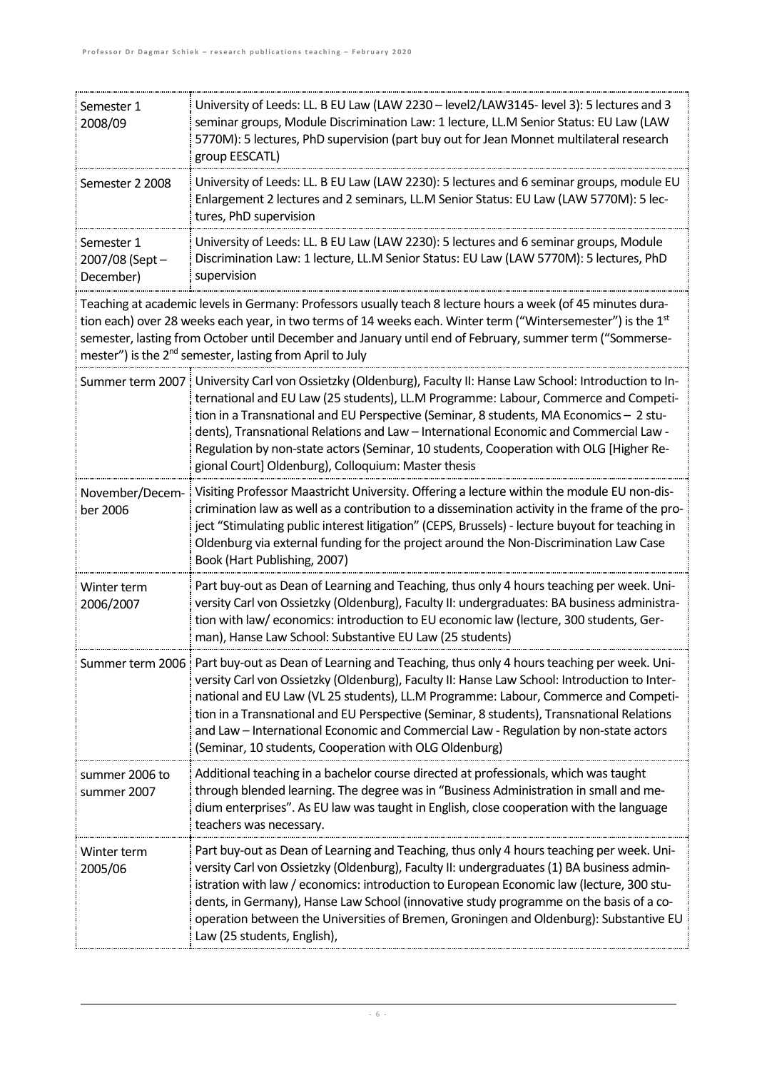| | |
|---|---|
| Semester 1 2008/09 | University of Leeds: LL. B EU Law (LAW 2230 – level2/LAW3145- level 3): 5 lectures and 3 seminar groups, Module Discrimination Law: 1 lecture, LL.M Senior Status: EU Law (LAW 5770M): 5 lectures, PhD supervision (part buy out for Jean Monnet multilateral research group EESCATL) |
| Semester 2 2008 | University of Leeds: LL. B EU Law (LAW 2230): 5 lectures and 6 seminar groups, module EU Enlargement 2 lectures and 2 seminars, LL.M Senior Status: EU Law (LAW 5770M): 5 lectures, PhD supervision |
| Semester 1 2007/08 (Sept – December) | University of Leeds: LL. B EU Law (LAW 2230): 5 lectures and 6 seminar groups, Module Discrimination Law: 1 lecture, LL.M Senior Status: EU Law (LAW 5770M): 5 lectures, PhD supervision |

Teaching at academic levels in Germany: Professors usually teach 8 lecture hours a week (of 45 minutes duration each) over 28 weeks each year, in two terms of 14 weeks each. Winter term ("Wintersemester") is the 1st semester, lasting from October until December and January until end of February, summer term ("Sommersemester") is the 2nd semester, lasting from April to July

| | |
|---|---|
| Summer term 2007 | University Carl von Ossietzky (Oldenburg), Faculty II: Hanse Law School: Introduction to International and EU Law (25 students), LL.M Programme: Labour, Commerce and Competition in a Transnational and EU Perspective (Seminar, 8 students, MA Economics – 2 students), Transnational Relations and Law – International Economic and Commercial Law - Regulation by non-state actors (Seminar, 10 students, Cooperation with OLG [Higher Regional Court] Oldenburg), Colloquium: Master thesis |
| November/December 2006 | Visiting Professor Maastricht University. Offering a lecture within the module EU non-discrimination law as well as a contribution to a dissemination activity in the frame of the project "Stimulating public interest litigation" (CEPS, Brussels) - lecture buyout for teaching in Oldenburg via external funding for the project around the Non-Discrimination Law Case Book (Hart Publishing, 2007) |
| Winter term 2006/2007 | Part buy-out as Dean of Learning and Teaching, thus only 4 hours teaching per week. University Carl von Ossietzky (Oldenburg), Faculty II: undergraduates: BA business administration with law/ economics: introduction to EU economic law (lecture, 300 students, German), Hanse Law School: Substantive EU Law (25 students) |
| Summer term 2006 | Part buy-out as Dean of Learning and Teaching, thus only 4 hours teaching per week. University Carl von Ossietzky (Oldenburg), Faculty II: Hanse Law School: Introduction to International and EU Law (VL 25 students), LL.M Programme: Labour, Commerce and Competition in a Transnational and EU Perspective (Seminar, 8 students), Transnational Relations and Law – International Economic and Commercial Law - Regulation by non-state actors (Seminar, 10 students, Cooperation with OLG Oldenburg) |
| summer 2006 to summer 2007 | Additional teaching in a bachelor course directed at professionals, which was taught through blended learning. The degree was in "Business Administration in small and medium enterprises". As EU law was taught in English, close cooperation with the language teachers was necessary. |
| Winter term 2005/06 | Part buy-out as Dean of Learning and Teaching, thus only 4 hours teaching per week. University Carl von Ossietzky (Oldenburg), Faculty II: undergraduates (1) BA business administration with law / economics: introduction to European Economic law (lecture, 300 students, in Germany), Hanse Law School (innovative study programme on the basis of a cooperation between the Universities of Bremen, Groningen and Oldenburg): Substantive EU Law (25 students, English), |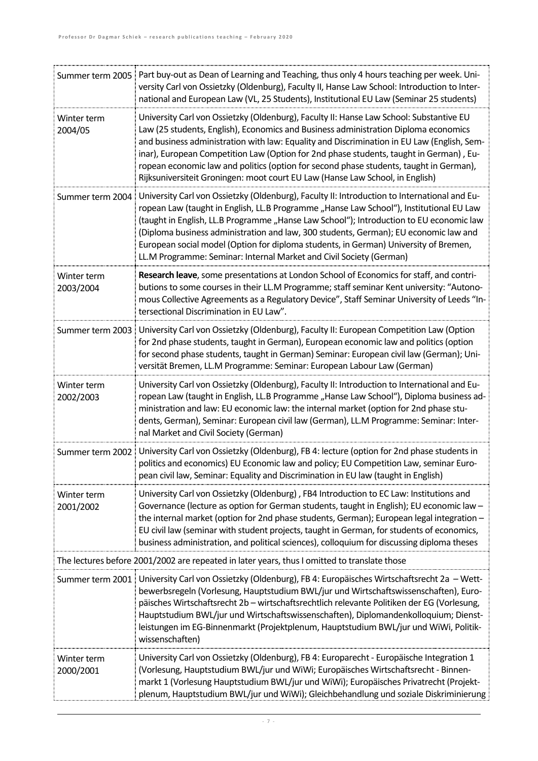| | |
|---|---|
| Summer term 2005 | Part buy-out as Dean of Learning and Teaching, thus only 4 hours teaching per week. Universtity Carl von Ossietzky (Oldenburg), Faculty II, Hanse Law School: Introduction to International and European Law (VL, 25 Students), Institutional EU Law (Seminar 25 students) |
| Winter term 2004/05 | University Carl von Ossietzky (Oldenburg), Faculty II: Hanse Law School: Substantive EU Law (25 students, English), Economics and Business administration Diploma economics and business administration with law: Equality and Discrimination in EU Law (English, Seminar), European Competition Law (Option for 2nd phase students, taught in German) , European economic law and politics (option for second phase students, taught in German), Rijksuniversiteit Groningen: moot court EU Law (Hanse Law School, in English) |
| Summer term 2004 | University Carl von Ossietzky (Oldenburg), Faculty II: Introduction to International and European Law (taught in English, LL.B Programme „Hanse Law School"), Institutional EU Law (taught in English, LL.B Programme „Hanse Law School"); Introduction to EU economic law (Diploma business administration and law, 300 students, German); EU economic law and European social model (Option for diploma students, in German) University of Bremen, LL.M Programme: Seminar: Internal Market and Civil Society (German) |
| Winter term 2003/2004 | **Research leave**, some presentations at London School of Economics for staff, and contributions to some courses in their LL.M Programme; staff seminar Kent university: "Autonomous Collective Agreements as a Regulatory Device", Staff Seminar University of Leeds "Intersectional Discrimination in EU Law". |
| Summer term 2003 | University Carl von Ossietzky (Oldenburg), Faculty II: European Competition Law (Option for 2nd phase students, taught in German), European economic law and politics (option for second phase students, taught in German) Seminar: European civil law (German); Universität Bremen, LL.M Programme: Seminar: European Labour Law (German) |
| Winter term 2002/2003 | University Carl von Ossietzky (Oldenburg), Faculty II: Introduction to International and European Law (taught in English, LL.B Programme „Hanse Law School"), Diploma business administration and law: EU economic law: the internal market (option for 2nd phase students, German), Seminar: European civil law (German), LL.M Programme: Seminar: Internal Market and Civil Society (German) |
| Summer term 2002 | University Carl von Ossietzky (Oldenburg), FB 4: lecture (option for 2nd phase students in politics and economics) EU Economic law and policy; EU Competition Law, seminar European civil law, Seminar: Equality and Discrimination in EU law (taught in English) |
| Winter term 2001/2002 | University Carl von Ossietzky (Oldenburg) , FB4 Introduction to EC Law: Institutions and Governance (lecture as option for German students, taught in English); EU economic law – the internal market (option for 2nd phase students, German); European legal integration – EU civil law (seminar with student projects, taught in German, for students of economics, business administration, and political sciences), colloquium for discussing diploma theses |
| The lectures before 2001/2002 are repeated in later years, thus I omitted to translate those | |
| Summer term 2001 | University Carl von Ossietzky (Oldenburg), FB 4: Europäisches Wirtschaftsrecht 2a – Wettbewerbsregeln (Vorlesung, Hauptstudium BWL/jur und Wirtschaftswissenschaften), Europäisches Wirtschaftsrecht 2b – wirtschaftsrechtlich relevante Politiken der EG (Vorlesung, Hauptstudium BWL/jur und Wirtschaftswissenschaften), Diplomandenkolloquium; Dienstleistungen im EG-Binnenmarkt (Projektplenum, Hauptstudium BWL/jur und WiWi, Politikwissenschaften) |
| Winter term 2000/2001 | University Carl von Ossietzky (Oldenburg), FB 4: Europarecht - Europäische Integration 1 (Vorlesung, Hauptstudium BWL/jur und WiWi; Europäisches Wirtschaftsrecht - Binnenmarkt 1 (Vorlesung Hauptstudium BWL/jur und WiWi); Europäisches Privatrecht (Projektplenum, Hauptstudium BWL/jur und WiWi); Gleichbehandlung und soziale Diskriminierung |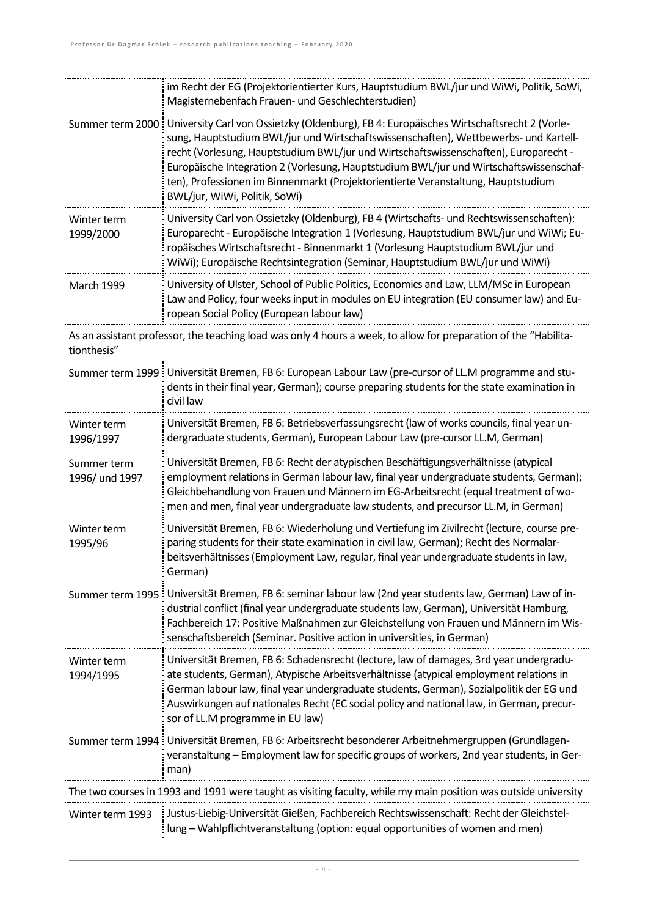| | |
|---|---|
| | im Recht der EG (Projektorientierter Kurs, Hauptstudium BWL/jur und WiWi, Politik, SoWi, Magisternebenfach Frauen- und Geschlechterstudien) |
| Summer term 2000 | University Carl von Ossietzky (Oldenburg), FB 4: Europäisches Wirtschaftsrecht 2 (Vorlesung, Hauptstudium BWL/jur und Wirtschaftswissenschaften), Wettbewerbs- und Kartellrecht (Vorlesung, Hauptstudium BWL/jur und Wirtschaftswissenschaften), Europarecht - Europäische Integration 2 (Vorlesung, Hauptstudium BWL/jur und Wirtschaftswissenschaften), Professionen im Binnenmarkt (Projektorientierte Veranstaltung, Hauptstudium BWL/jur, WiWi, Politik, SoWi) |
| Winter term 1999/2000 | University Carl von Ossietzky (Oldenburg), FB 4 (Wirtschafts- und Rechtswissenschaften): Europarecht - Europäische Integration 1 (Vorlesung, Hauptstudium BWL/jur und WiWi; Europäisches Wirtschaftsrecht - Binnenmarkt 1 (Vorlesung Hauptstudium BWL/jur und WiWi); Europäische Rechtsintegration (Seminar, Hauptstudium BWL/jur und WiWi) |
| March 1999 | University of Ulster, School of Public Politics, Economics and Law, LLM/MSc in European Law and Policy, four weeks input in modules on EU integration (EU consumer law) and European Social Policy (European labour law) |
| As an assistant professor, the teaching load was only 4 hours a week, to allow for preparation of the "Habilitationthesis" | |
| Summer term 1999 | Universität Bremen, FB 6: European Labour Law (pre-cursor of LL.M programme and students in their final year, German); course preparing students for the state examination in civil law |
| Winter term 1996/1997 | Universität Bremen, FB 6: Betriebsverfassungsrecht (law of works councils, final year undergraduate students, German), European Labour Law (pre-cursor LL.M, German) |
| Summer term 1996/ und 1997 | Universität Bremen, FB 6: Recht der atypischen Beschäftigungsverhältnisse (atypical employment relations in German labour law, final year undergraduate students, German); Gleichbehandlung von Frauen und Männern im EG-Arbeitsrecht (equal treatment of women and men, final year undergraduate law students, and precursor LL.M, in German) |
| Winter term 1995/96 | Universität Bremen, FB 6: Wiederholung und Vertiefung im Zivilrecht (lecture, course preparing students for their state examination in civil law, German); Recht des Normalarbeitsverhältnisses (Employment Law, regular, final year undergraduate students in law, German) |
| Summer term 1995 | Universität Bremen, FB 6: seminar labour law (2nd year students law, German) Law of industrial conflict (final year undergraduate students law, German), Universität Hamburg, Fachbereich 17: Positive Maßnahmen zur Gleichstellung von Frauen und Männern im Wissenschaftsbereich (Seminar. Positive action in universities, in German) |
| Winter term 1994/1995 | Universität Bremen, FB 6: Schadensrecht (lecture, law of damages, 3rd year undergraduate students, German), Atypische Arbeitsverhältnisse (atypical employment relations in German labour law, final year undergraduate students, German), Sozialpolitik der EG und Auswirkungen auf nationales Recht (EC social policy and national law, in German, precursor of LL.M programme in EU law) |
| Summer term 1994 | Universität Bremen, FB 6: Arbeitsrecht besonderer Arbeitnehmergruppen (Grundlagenveranstaltung – Employment law for specific groups of workers, 2nd year students, in German) |
| The two courses in 1993 and 1991 were taught as visiting faculty, while my main position was outside university | |
| Winter term 1993 | Justus-Liebig-Universität Gießen, Fachbereich Rechtswissenschaft: Recht der Gleichstellung – Wahlpflichtveranstaltung (option: equal opportunities of women and men) |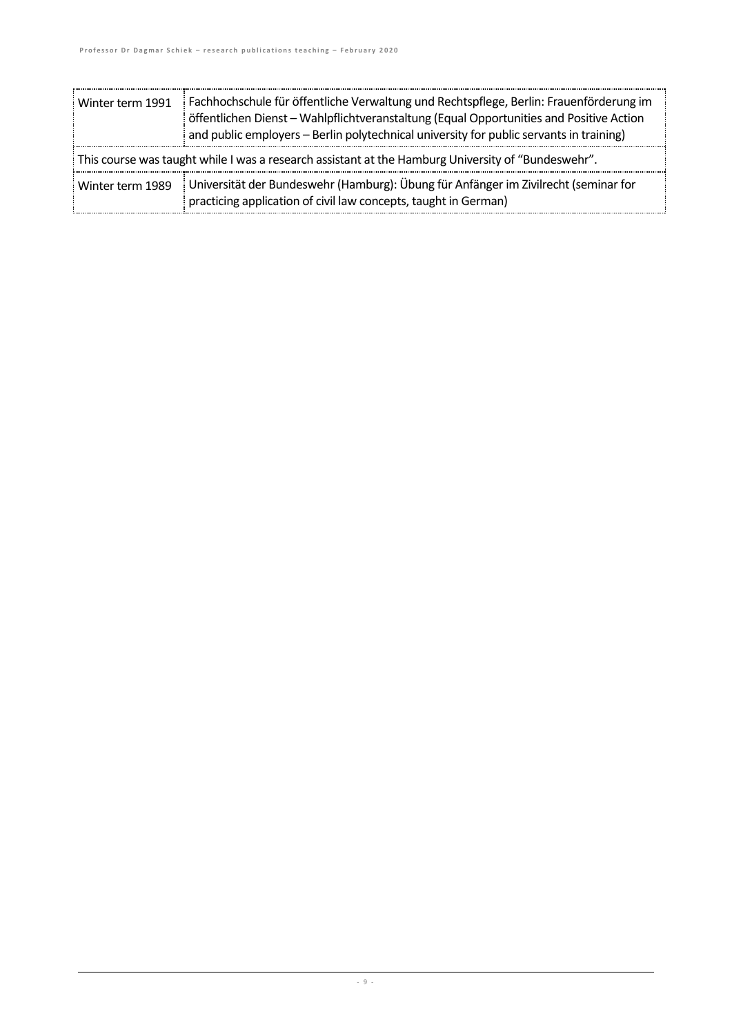| | |
|---|---|
| Winter term 1991 | Fachhochschule für öffentliche Verwaltung und Rechtspflege, Berlin: Frauenförderung im öffentlichen Dienst – Wahlpflichtveranstaltung (Equal Opportunities and Positive Action and public employers – Berlin polytechnical university for public servants in training) |
| This course was taught while I was a research assistant at the Hamburg University of "Bundeswehr". | |
| Winter term 1989 | Universität der Bundeswehr (Hamburg): Übung für Anfänger im Zivilrecht (seminar for practicing application of civil law concepts, taught in German) |